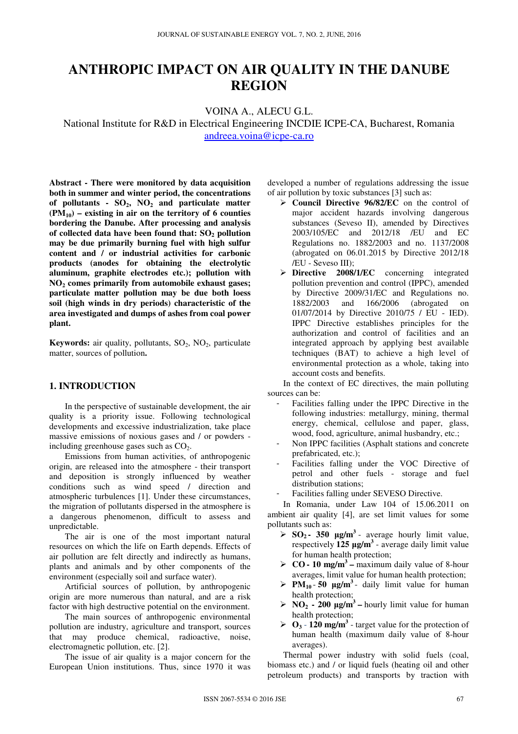# ANTHROPIC IMPACT ON AIR QUALITY IN THE DANUBE REGION

VOINA A., ALECU G.L.

National Institute for R&D in Electrical Engineering INCDIE ICPE-CA, Bucharest, Romania

andreea.voina@icpe-ca.ro

**Abstract - There were monitored by data acquisition both in summer and winter period, the concentrations of pollutants - $SO_2$, $NO_2$ and particulate matter ($PM_{10}$) – existing in air on the territory of 6 counties bordering the Danube. After processing and analysis of collected data have been found that: $SO_2$ pollution may be due primarily burning fuel with high sulfur content and / or industrial activities for carbonic products (anodes for obtaining the electrolytic aluminum, graphite electrodes etc.); pollution with $NO_2$ comes primarily from automobile exhaust gases; particulate matter pollution may be due both loess soil (high winds in dry periods) characteristic of the area investigated and dumps of ashes from coal power plant.**

**Keywords:** air quality, pollutants, $SO_2$, $NO_2$, particulate matter, sources of pollution**.**

## 1. INTRODUCTION

In the perspective of sustainable development, the air quality is a priority issue. Following technological developments and excessive industrialization, take place massive emissions of noxious gases and / or powders - including greenhouse gases such as $CO_2$.

Emissions from human activities, of anthropogenic origin, are released into the atmosphere - their transport and deposition is strongly influenced by weather conditions such as wind speed / direction and atmospheric turbulences [1]. Under these circumstances, the migration of pollutants dispersed in the atmosphere is a dangerous phenomenon, difficult to assess and unpredictable.

The air is one of the most important natural resources on which the life on Earth depends. Effects of air pollution are felt directly and indirectly as humans, plants and animals and by other components of the environment (especially soil and surface water).

Artificial sources of pollution, by anthropogenic origin are more numerous than natural, and are a risk factor with high destructive potential on the environment.

The main sources of anthropogenic environmental pollution are industry, agriculture and transport, sources that may produce chemical, radioactive, noise, electromagnetic pollution, etc. [2].

The issue of air quality is a major concern for the European Union institutions. Thus, since 1970 it was developed a number of regulations addressing the issue of air pollution by toxic substances [3] such as:

- **Council Directive 96/82/EC** on the control of major accident hazards involving dangerous substances (Seveso II), amended by Directives 2003/105/EC and 2012/18 /EU and EC Regulations no. 1882/2003 and no. 1137/2008 (abrogated on 06.01.2015 by Directive 2012/18 /EU - Seveso III);
- **Directive 2008/1/EC** concerning integrated pollution prevention and control (IPPC), amended by Directive 2009/31/EC and Regulations no. 1882/2003 and 166/2006 (abrogated on 01/07/2014 by Directive 2010/75 / EU - IED). IPPC Directive establishes principles for the authorization and control of facilities and an integrated approach by applying best available techniques (BAT) to achieve a high level of environmental protection as a whole, taking into account costs and benefits.

In the context of EC directives, the main polluting sources can be:

- Facilities falling under the IPPC Directive in the following industries: metallurgy, mining, thermal energy, chemical, cellulose and paper, glass, wood, food, agriculture, animal husbandry, etc.;
- Non IPPC facilities (Asphalt stations and concrete prefabricated, etc.);
- Facilities falling under the VOC Directive of petrol and other fuels - storage and fuel distribution stations;
- Facilities falling under SEVESO Directive.

In Romania, under Law 104 of 15.06.2011 on ambient air quality [4], are set limit values for some pollutants such as:

- **$SO_2$ - 350 μg/m$^3$** - average hourly limit value, respectively **125 μg/m$^3$** - average daily limit value for human health protection;
- **CO - 10 mg/m$^3$ –** maximum daily value of 8-hour averages, limit value for human health protection;
- **$PM_{10}$ - 50 μg/m$^3$** - daily limit value for human health protection;
- **$NO_2$ - 200 μg/m$^3$ –** hourly limit value for human health protection;
- **$O_3$ - 120 mg/m$^3$** - target value for the protection of human health (maximum daily value of 8-hour averages).

Thermal power industry with solid fuels (coal, biomass etc.) and / or liquid fuels (heating oil and other petroleum products) and transports by traction with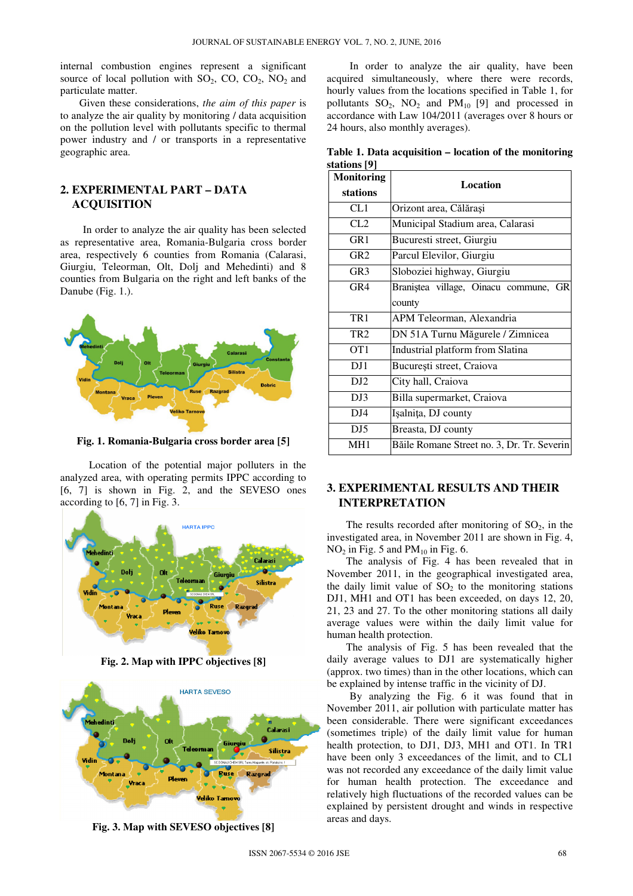internal combustion engines represent a significant source of local pollution with $SO_2$, CO, $CO_2$, $NO_2$ and particulate matter.

Given these considerations, *the aim of this paper* is to analyze the air quality by monitoring / data acquisition on the pollution level with pollutants specific to thermal power industry and / or transports in a representative geographic area.

## 2. EXPERIMENTAL PART – DATA ACQUISITION

In order to analyze the air quality has been selected as representative area, Romania-Bulgaria cross border area, respectively 6 counties from Romania (Calarasi, Giurgiu, Teleorman, Olt, Dolj and Mehedinti) and 8 counties from Bulgaria on the right and left banks of the Danube (Fig. 1.).

**Fig. 1. Romania-Bulgaria cross border area [5]**

Location of the potential major polluters in the analyzed area, with operating permits IPPC according to [6, 7] is shown in Fig. 2, and the SEVESO ones according to [6, 7] in Fig. 3.

**Fig. 2. Map with IPPC objectives [8]**

**Fig. 3. Map with SEVESO objectives [8]**

In order to analyze the air quality, have been acquired simultaneously, where there were records, hourly values from the locations specified in Table 1, for pollutants $SO_2$, $NO_2$ and $PM_{10}$ [9] and processed in accordance with Law 104/2011 (averages over 8 hours or 24 hours, also monthly averages).

**Table 1. Data acquisition – location of the monitoring stations [9]**

| Monitoring stations | Location |
|---|---|
| CL1 | Orizont area, Călăraşi |
| CL2 | Municipal Stadium area, Calarasi |
| GR1 | Bucuresti street, Giurgiu |
| GR2 | Parcul Elevilor, Giurgiu |
| GR3 | Sloboziei highway, Giurgiu |
| GR4 | Braniştea village, Oinacu commune, GR county |
| TR1 | APM Teleorman, Alexandria |
| TR2 | DN 51A Turnu Măgurele / Zimnicea |
| OT1 | Industrial platform from Slatina |
| DJ1 | Bucureşti street, Craiova |
| DJ2 | City hall, Craiova |
| DJ3 | Billa supermarket, Craiova |
| DJ4 | Işalniţa, DJ county |
| DJ5 | Breasta, DJ county |
| MH1 | Băile Romane Street no. 3, Dr. Tr. Severin |

## 3. EXPERIMENTAL RESULTS AND THEIR INTERPRETATION

The results recorded after monitoring of $SO_2$, in the investigated area, in November 2011 are shown in Fig. 4, $NO_2$ in Fig. 5 and $PM_{10}$ in Fig. 6.

The analysis of Fig. 4 has been revealed that in November 2011, in the geographical investigated area, the daily limit value of $SO_2$ to the monitoring stations DJ1, MH1 and OT1 has been exceeded, on days 12, 20, 21, 23 and 27. To the other monitoring stations all daily average values were within the daily limit value for human health protection.

The analysis of Fig. 5 has been revealed that the daily average values to DJ1 are systematically higher (approx. two times) than in the other locations, which can be explained by intense traffic in the vicinity of DJ.

By analyzing the Fig. 6 it was found that in November 2011, air pollution with particulate matter has been considerable. There were significant exceedances (sometimes triple) of the daily limit value for human health protection, to DJ1, DJ3, MH1 and OT1. In TR1 have been only 3 exceedances of the limit, and to CL1 was not recorded any exceedance of the daily limit value for human health protection. The exceedance and relatively high fluctuations of the recorded values can be explained by persistent drought and winds in respective areas and days.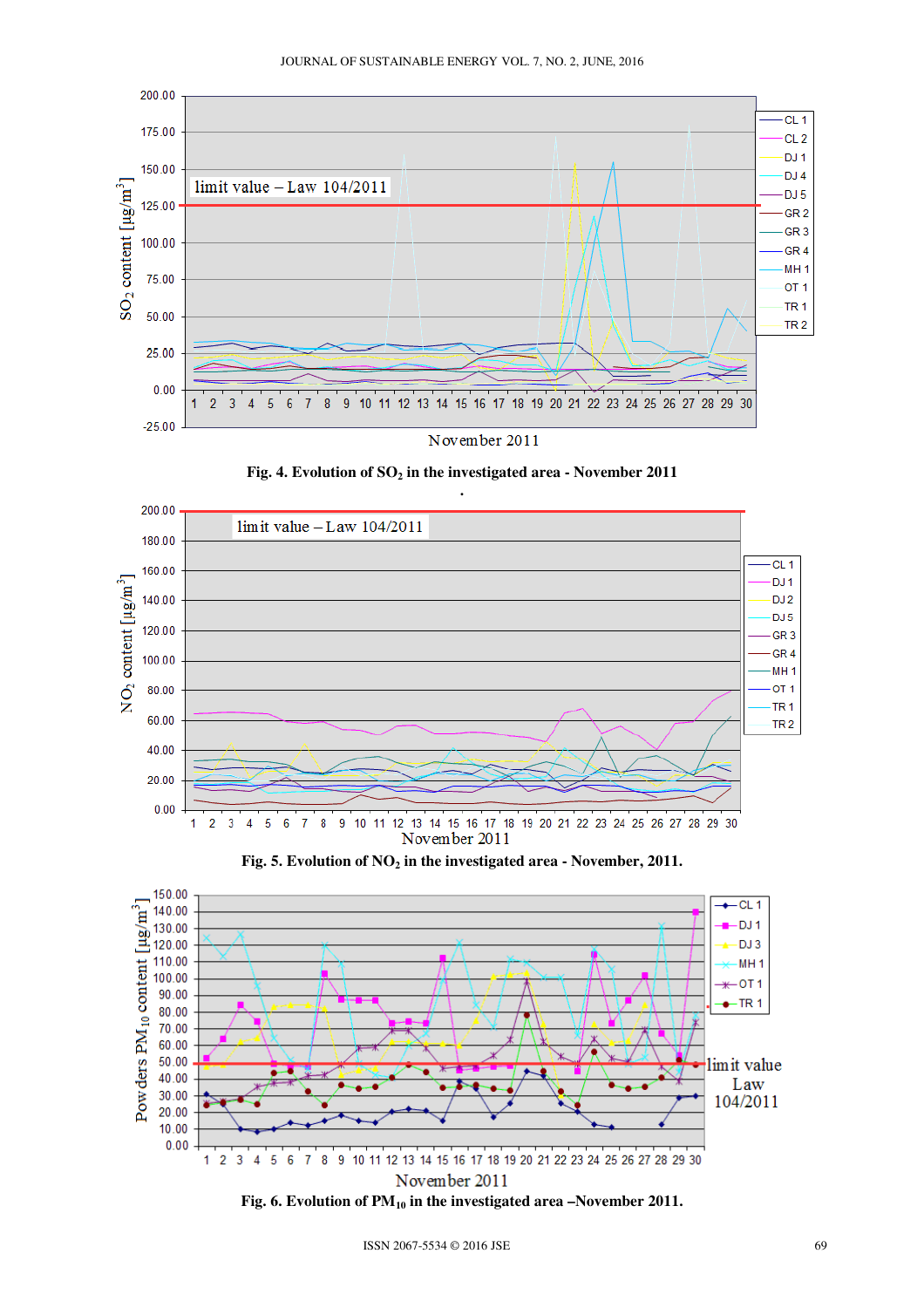Fig. 4. Evolution of $SO_2$ in the investigated area - November 2011

Fig. 5. Evolution of $NO_2$ in the investigated area - November, 2011.

Fig. 6. Evolution of $PM_{10}$ in the investigated area –November 2011.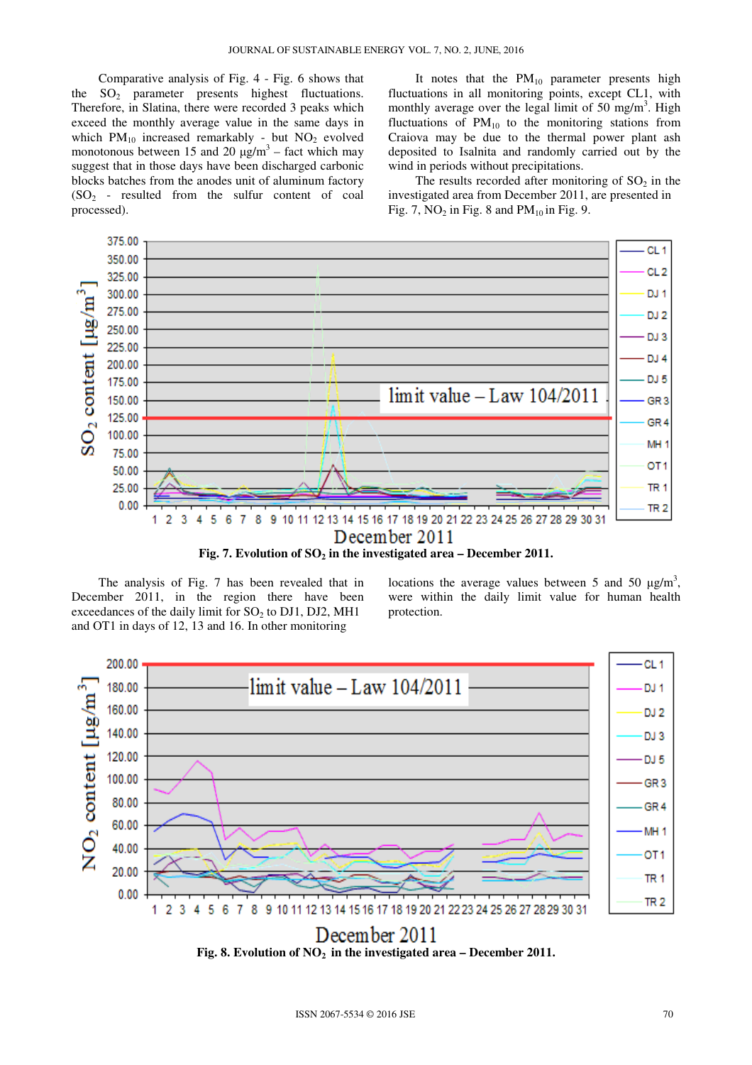Comparative analysis of Fig. 4 - Fig. 6 shows that the $SO_2$ parameter presents highest fluctuations. Therefore, in Slatina, there were recorded 3 peaks which exceed the monthly average value in the same days in which $PM_{10}$ increased remarkably - but $NO_2$ evolved monotonous between 15 and 20 μg/m$^3$ – fact which may suggest that in those days have been discharged carbonic blocks batches from the anodes unit of aluminum factory ($SO_2$ - resulted from the sulfur content of coal processed).

It notes that the $PM_{10}$ parameter presents high fluctuations in all monitoring points, except CL1, with monthly average over the legal limit of 50 mg/m$^3$. High fluctuations of $PM_{10}$ to the monitoring stations from Craiova may be due to the thermal power plant ash deposited to Isalnita and randomly carried out by the wind in periods without precipitations.

The results recorded after monitoring of $SO_2$ in the investigated area from December 2011, are presented in Fig. 7, $NO_2$ in Fig. 8 and $PM_{10}$ in Fig. 9.

**Fig. 7. Evolution of $SO_2$ in the investigated area – December 2011.**

The analysis of Fig. 7 has been revealed that in December 2011, in the region there have been exceedances of the daily limit for $SO_2$ to DJ1, DJ2, MH1 and OT1 in days of 12, 13 and 16. In other monitoring locations the average values between 5 and 50 μg/m$^3$, were within the daily limit value for human health protection.

**Fig. 8. Evolution of $NO_2$ in the investigated area – December 2011.**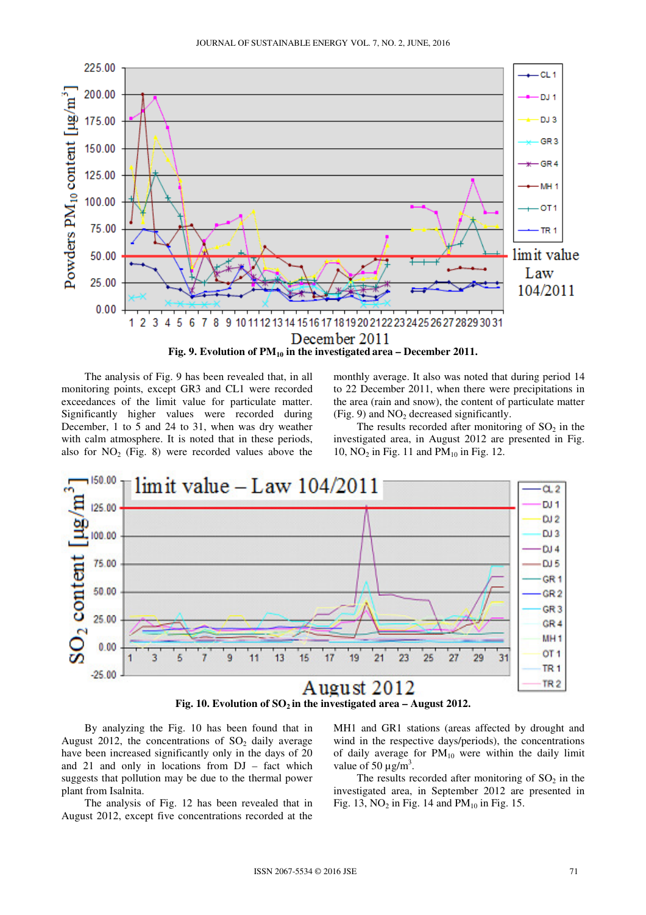Fig. 9. Evolution of $PM_{10}$ in the investigated area – December 2011.

The analysis of Fig. 9 has been revealed that, in all monitoring points, except GR3 and CL1 were recorded exceedances of the limit value for particulate matter. Significantly higher values were recorded during December, 1 to 5 and 24 to 31, when was dry weather with calm atmosphere. It is noted that in these periods, also for $NO_2$ (Fig. 8) were recorded values above the monthly average. It also was noted that during period 14 to 22 December 2011, when there were precipitations in the area (rain and snow), the content of particulate matter (Fig. 9) and $NO_2$ decreased significantly.

The results recorded after monitoring of $SO_2$ in the investigated area, in August 2012 are presented in Fig. 10, $NO_2$ in Fig. 11 and $PM_{10}$ in Fig. 12.

Fig. 10. Evolution of $SO_2$ in the investigated area – August 2012.

By analyzing the Fig. 10 has been found that in August 2012, the concentrations of $SO_2$ daily average have been increased significantly only in the days of 20 and 21 and only in locations from DJ – fact which suggests that pollution may be due to the thermal power plant from Isalnita.

The analysis of Fig. 12 has been revealed that in August 2012, except five concentrations recorded at the MH1 and GR1 stations (areas affected by drought and wind in the respective days/periods), the concentrations of daily average for $PM_{10}$ were within the daily limit value of 50 $\mu g/m^3$.

The results recorded after monitoring of $SO_2$ in the investigated area, in September 2012 are presented in Fig. 13, $NO_2$ in Fig. 14 and $PM_{10}$ in Fig. 15.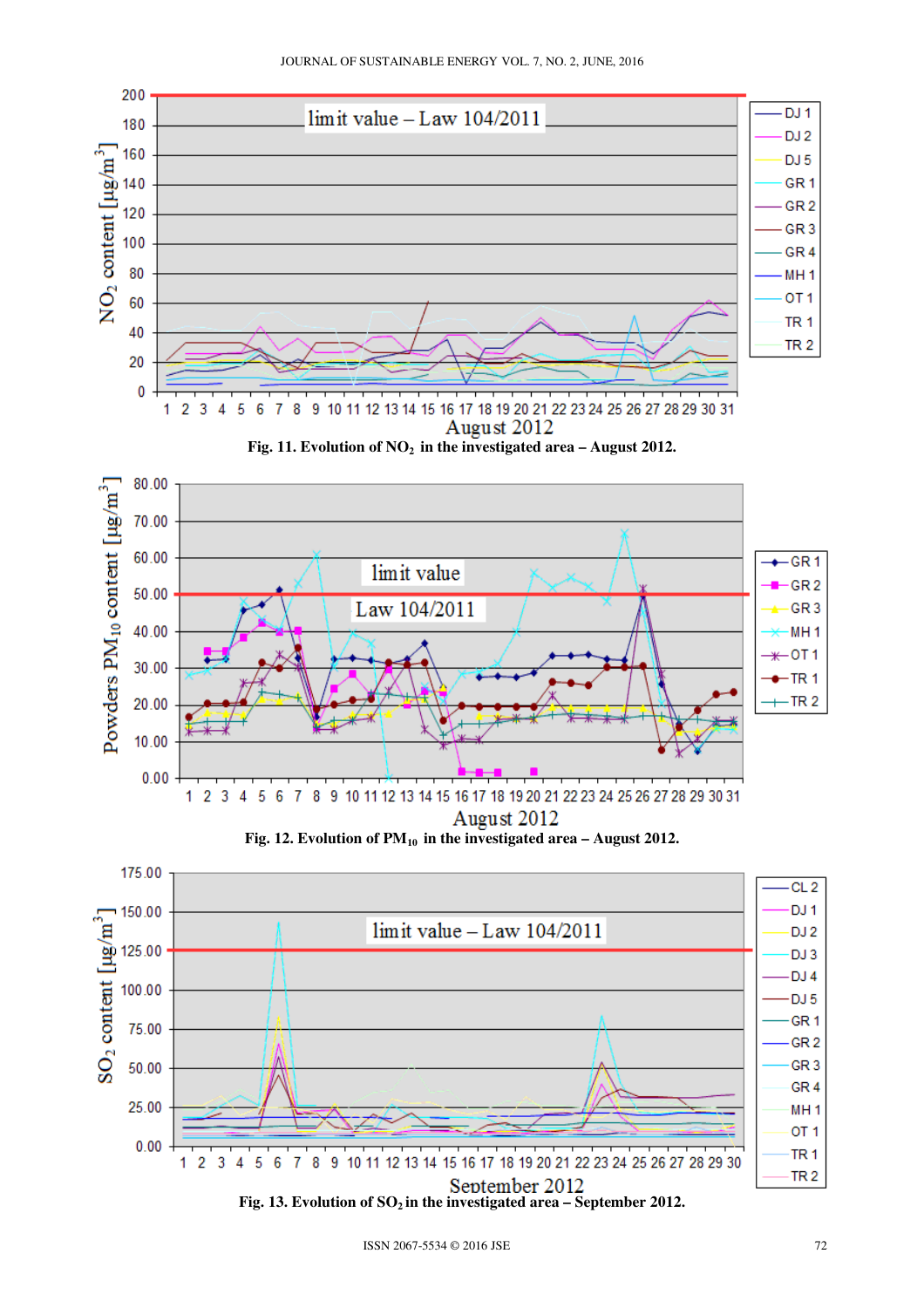Fig. 11. Evolution of $NO_2$ in the investigated area – August 2012.

Fig. 12. Evolution of $PM_{10}$ in the investigated area – August 2012.

Fig. 13. Evolution of $SO_2$ in the investigated area – September 2012.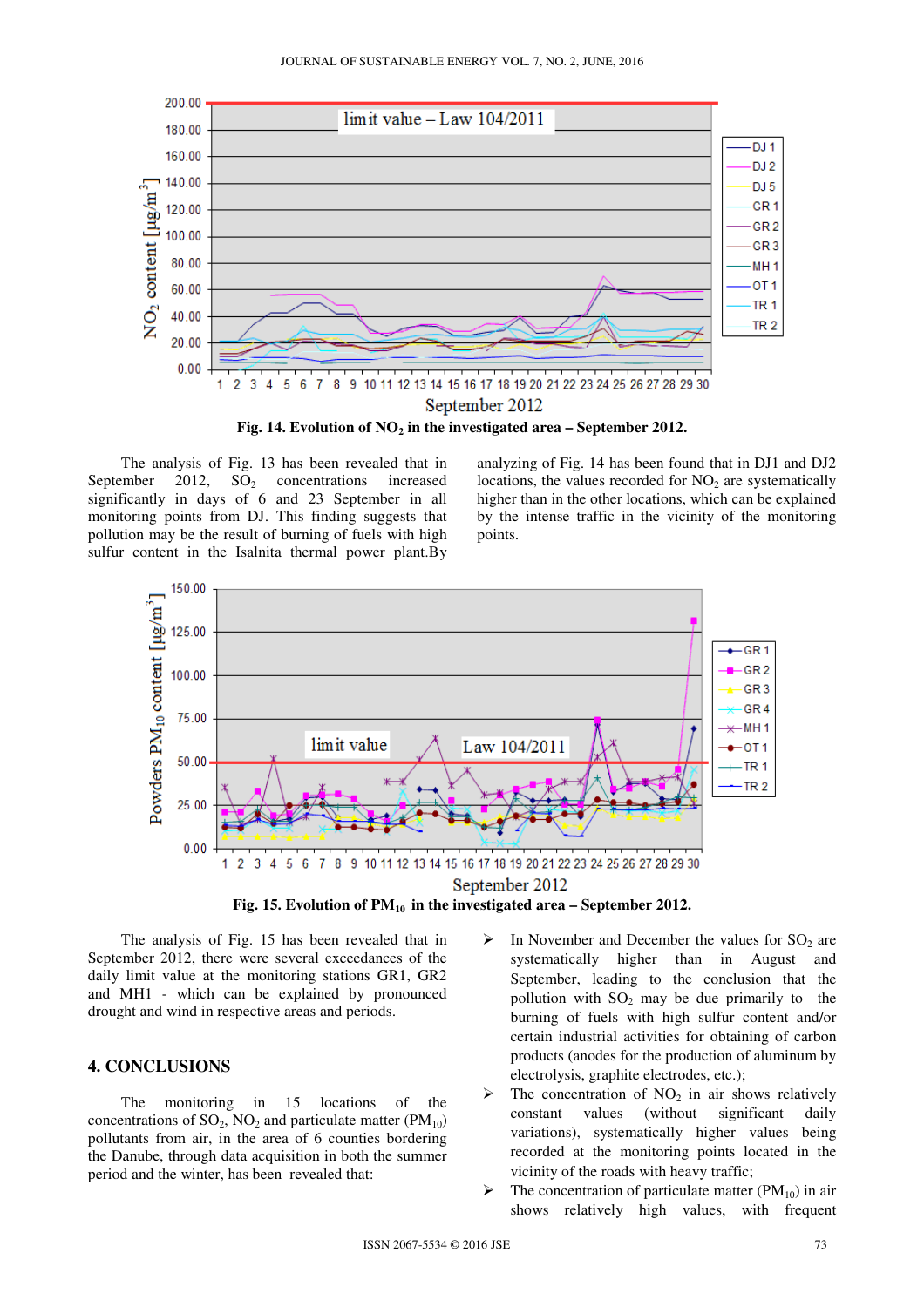**Fig. 14. Evolution of $NO_2$ in the investigated area – September 2012.**

The analysis of Fig. 13 has been revealed that in September 2012, $SO_2$ concentrations increased significantly in days of 6 and 23 September in all monitoring points from DJ. This finding suggests that pollution may be the result of burning of fuels with high sulfur content in the Isalnita thermal power plant.By analyzing of Fig. 14 has been found that in DJ1 and DJ2 locations, the values recorded for $NO_2$ are systematically higher than in the other locations, which can be explained by the intense traffic in the vicinity of the monitoring points.

**Fig. 15. Evolution of $PM_{10}$ in the investigated area – September 2012.**

The analysis of Fig. 15 has been revealed that in September 2012, there were several exceedances of the daily limit value at the monitoring stations GR1, GR2 and MH1 - which can be explained by pronounced drought and wind in respective areas and periods.

## 4. CONCLUSIONS

The monitoring in 15 locations of the concentrations of $SO_2$, $NO_2$ and particulate matter ($PM_{10}$) pollutants from air, in the area of 6 counties bordering the Danube, through data acquisition in both the summer period and the winter, has been revealed that:

- In November and December the values for $SO_2$ are systematically higher than in August and September, leading to the conclusion that the pollution with $SO_2$ may be due primarily to the burning of fuels with high sulfur content and/or certain industrial activities for obtaining of carbon products (anodes for the production of aluminum by electrolysis, graphite electrodes, etc.);
- The concentration of $NO_2$ in air shows relatively constant values (without significant daily variations), systematically higher values being recorded at the monitoring points located in the vicinity of the roads with heavy traffic;
- The concentration of particulate matter ($PM_{10}$) in air shows relatively high values, with frequent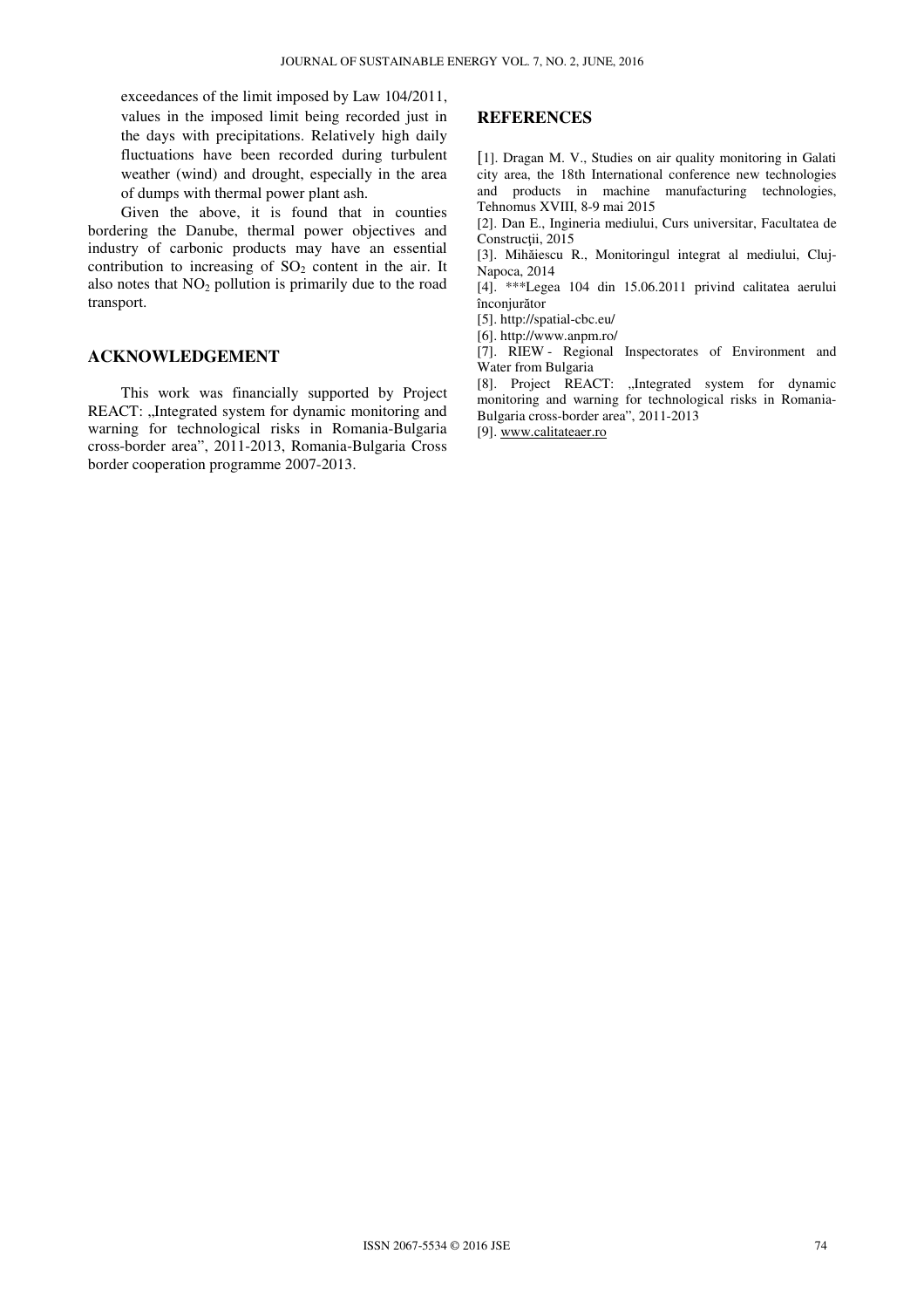exceedances of the limit imposed by Law 104/2011, values in the imposed limit being recorded just in the days with precipitations. Relatively high daily fluctuations have been recorded during turbulent weather (wind) and drought, especially in the area of dumps with thermal power plant ash.

Given the above, it is found that in counties bordering the Danube, thermal power objectives and industry of carbonic products may have an essential contribution to increasing of $SO_2$ content in the air. It also notes that $NO_2$ pollution is primarily due to the road transport.

## ACKNOWLEDGEMENT

This work was financially supported by Project REACT: „Integrated system for dynamic monitoring and warning for technological risks in Romania-Bulgaria cross-border area", 2011-2013, Romania-Bulgaria Cross border cooperation programme 2007-2013.

## REFERENCES

[1]. Dragan M. V., Studies on air quality monitoring in Galati city area, the 18th International conference new technologies and products in machine manufacturing technologies, Tehnomus XVIII, 8-9 mai 2015

[2]. Dan E., Ingineria mediului, Curs universitar, Facultatea de Construcţii, 2015

[3]. Mihăiescu R., Monitoringul integrat al mediului, Cluj-Napoca, 2014

[4]. ***Legea 104 din 15.06.2011 privind calitatea aerului înconjurător

[5]. http://spatial-cbc.eu/

[6]. http://www.anpm.ro/

[7]. RIEW - Regional Inspectorates of Environment and Water from Bulgaria

[8]. Project REACT: „Integrated system for dynamic monitoring and warning for technological risks in Romania-Bulgaria cross-border area", 2011-2013

[9]. www.calitateaer.ro